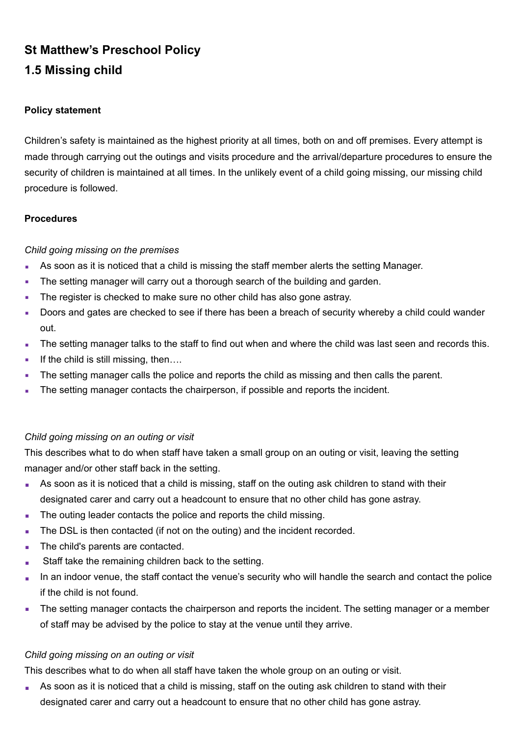# St Matthew's Preschool Policy

# 1.5 Missing child

**Policy statement**

Children's safety is maintained as the highest priority at all times, both on and off premises. Every attempt is made through carrying out the outings and visits procedure and the arrival/departure procedures to ensure the security of children is maintained at all times. In the unlikely event of a child going missing, our missing child procedure is followed.

**Procedures**

*Child going missing on the premises*

- As soon as it is noticed that a child is missing the staff member alerts the setting Manager.
- The setting manager will carry out a thorough search of the building and garden.
- The register is checked to make sure no other child has also gone astray.
- Doors and gates are checked to see if there has been a breach of security whereby a child could wander out.
- The setting manager talks to the staff to find out when and where the child was last seen and records this.
- If the child is still missing, then….
- The setting manager calls the police and reports the child as missing and then calls the parent.
- The setting manager contacts the chairperson, if possible and reports the incident.

*Child going missing on an outing or visit*

This describes what to do when staff have taken a small group on an outing or visit, leaving the setting manager and/or other staff back in the setting.

- As soon as it is noticed that a child is missing, staff on the outing ask children to stand with their designated carer and carry out a headcount to ensure that no other child has gone astray.
- The outing leader contacts the police and reports the child missing.
- The DSL is then contacted (if not on the outing) and the incident recorded.
- The child's parents are contacted.
- Staff take the remaining children back to the setting.
- In an indoor venue, the staff contact the venue's security who will handle the search and contact the police if the child is not found.
- The setting manager contacts the chairperson and reports the incident. The setting manager or a member of staff may be advised by the police to stay at the venue until they arrive.

*Child going missing on an outing or visit*

This describes what to do when all staff have taken the whole group on an outing or visit.

- As soon as it is noticed that a child is missing, staff on the outing ask children to stand with their designated carer and carry out a headcount to ensure that no other child has gone astray.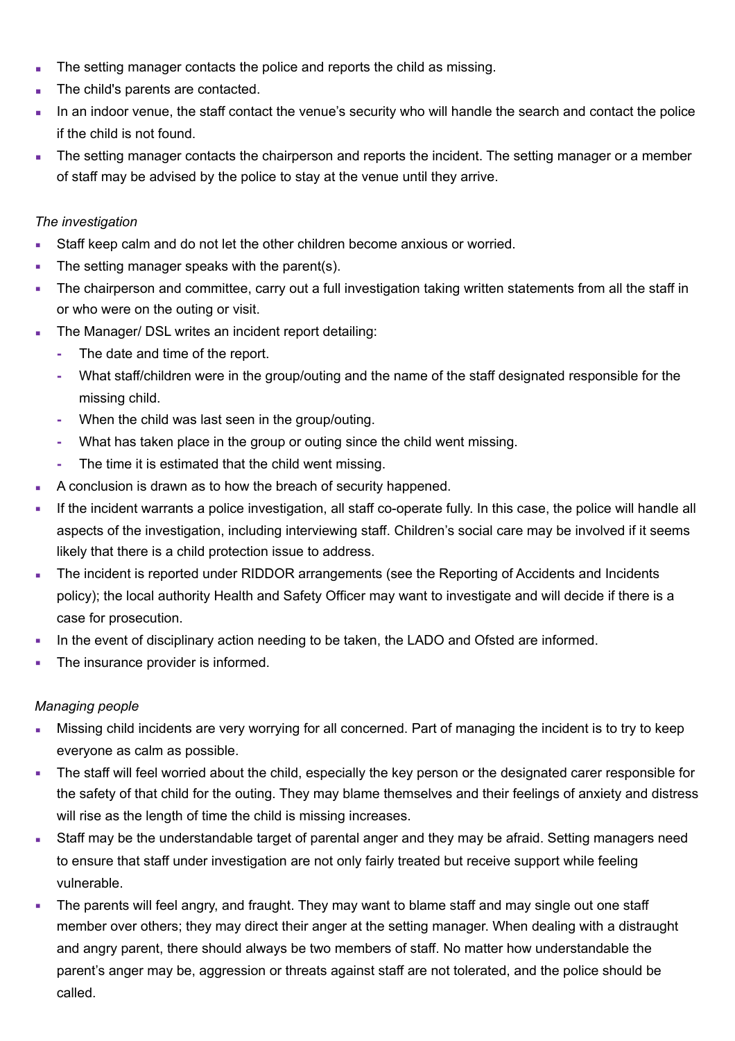- The setting manager contacts the police and reports the child as missing.
- The child's parents are contacted.
- In an indoor venue, the staff contact the venue's security who will handle the search and contact the police if the child is not found.
- The setting manager contacts the chairperson and reports the incident. The setting manager or a member of staff may be advised by the police to stay at the venue until they arrive.

*The investigation*

- Staff keep calm and do not let the other children become anxious or worried.
- The setting manager speaks with the parent(s).
- The chairperson and committee, carry out a full investigation taking written statements from all the staff in or who were on the outing or visit.
- The Manager/ DSL writes an incident report detailing:
  - The date and time of the report.
  - What staff/children were in the group/outing and the name of the staff designated responsible for the missing child.
  - When the child was last seen in the group/outing.
  - What has taken place in the group or outing since the child went missing.
  - The time it is estimated that the child went missing.
- A conclusion is drawn as to how the breach of security happened.
- If the incident warrants a police investigation, all staff co-operate fully. In this case, the police will handle all aspects of the investigation, including interviewing staff. Children's social care may be involved if it seems likely that there is a child protection issue to address.
- The incident is reported under RIDDOR arrangements (see the Reporting of Accidents and Incidents policy); the local authority Health and Safety Officer may want to investigate and will decide if there is a case for prosecution.
- In the event of disciplinary action needing to be taken, the LADO and Ofsted are informed.
- The insurance provider is informed.

*Managing people*

- Missing child incidents are very worrying for all concerned. Part of managing the incident is to try to keep everyone as calm as possible.
- The staff will feel worried about the child, especially the key person or the designated carer responsible for the safety of that child for the outing. They may blame themselves and their feelings of anxiety and distress will rise as the length of time the child is missing increases.
- Staff may be the understandable target of parental anger and they may be afraid. Setting managers need to ensure that staff under investigation are not only fairly treated but receive support while feeling vulnerable.
- The parents will feel angry, and fraught. They may want to blame staff and may single out one staff member over others; they may direct their anger at the setting manager. When dealing with a distraught and angry parent, there should always be two members of staff. No matter how understandable the parent's anger may be, aggression or threats against staff are not tolerated, and the police should be called.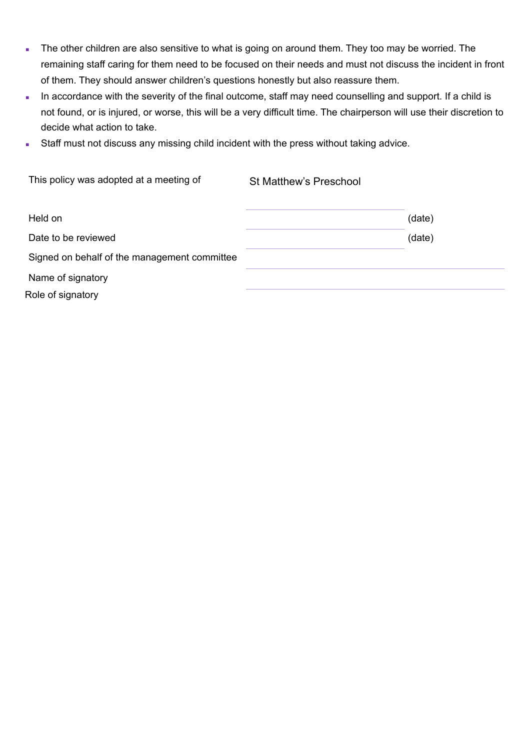- The other children are also sensitive to what is going on around them. They too may be worried. The remaining staff caring for them need to be focused on their needs and must not discuss the incident in front of them. They should answer children's questions honestly but also reassure them.
- In accordance with the severity of the final outcome, staff may need counselling and support. If a child is not found, or is injured, or worse, this will be a very difficult time. The chairperson will use their discretion to decide what action to take.
- Staff must not discuss any missing child incident with the press without taking advice.

| | | |
|---|---|---|
| This policy was adopted at a meeting of | St Matthew's Preschool | |
| Held on | | (date) |
| Date to be reviewed | | (date) |
| Signed on behalf of the management committee | | |
| Name of signatory | | |
| Role of signatory | | |